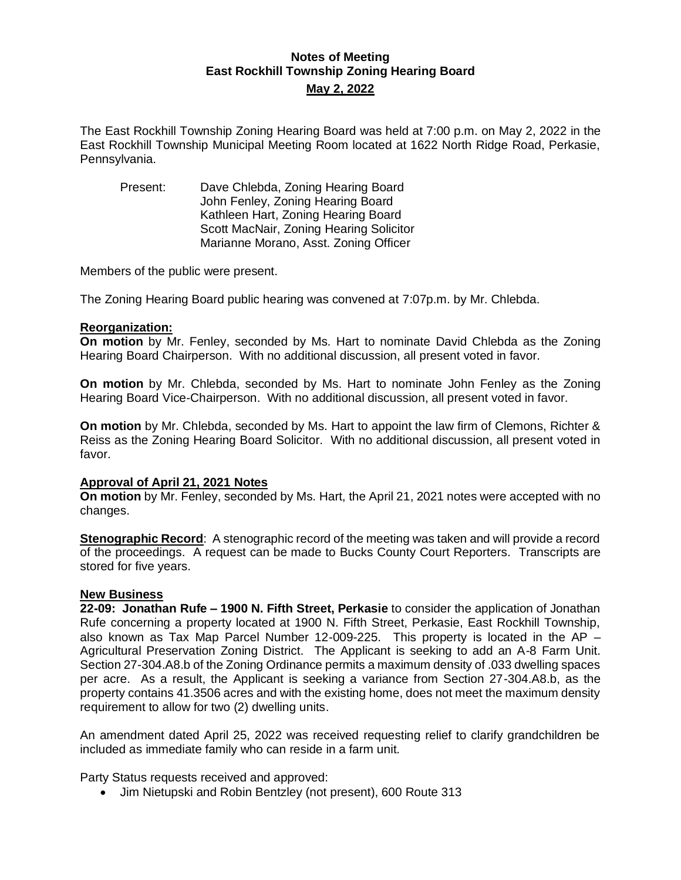# Notes of Meeting
## East Rockhill Township Zoning Hearing Board
### May 2, 2022

The East Rockhill Township Zoning Hearing Board was held at 7:00 p.m. on May 2, 2022 in the East Rockhill Township Municipal Meeting Room located at 1622 North Ridge Road, Perkasie, Pennsylvania.

Present:
- Dave Chlebda, Zoning Hearing Board
- John Fenley, Zoning Hearing Board
- Kathleen Hart, Zoning Hearing Board
- Scott MacNair, Zoning Hearing Solicitor
- Marianne Morano, Asst. Zoning Officer

Members of the public were present.

The Zoning Hearing Board public hearing was convened at 7:07p.m. by Mr. Chlebda.

**Reorganization:**

**On motion** by Mr. Fenley, seconded by Ms. Hart to nominate David Chlebda as the Zoning Hearing Board Chairperson. With no additional discussion, all present voted in favor.

**On motion** by Mr. Chlebda, seconded by Ms. Hart to nominate John Fenley as the Zoning Hearing Board Vice-Chairperson. With no additional discussion, all present voted in favor.

**On motion** by Mr. Chlebda, seconded by Ms. Hart to appoint the law firm of Clemons, Richter & Reiss as the Zoning Hearing Board Solicitor. With no additional discussion, all present voted in favor.

**Approval of April 21, 2021 Notes**

**On motion** by Mr. Fenley, seconded by Ms. Hart, the April 21, 2021 notes were accepted with no changes.

**Stenographic Record**: A stenographic record of the meeting was taken and will provide a record of the proceedings. A request can be made to Bucks County Court Reporters. Transcripts are stored for five years.

**New Business**

**22-09: Jonathan Rufe – 1900 N. Fifth Street, Perkasie** to consider the application of Jonathan Rufe concerning a property located at 1900 N. Fifth Street, Perkasie, East Rockhill Township, also known as Tax Map Parcel Number 12-009-225. This property is located in the AP – Agricultural Preservation Zoning District. The Applicant is seeking to add an A-8 Farm Unit. Section 27-304.A8.b of the Zoning Ordinance permits a maximum density of .033 dwelling spaces per acre. As a result, the Applicant is seeking a variance from Section 27-304.A8.b, as the property contains 41.3506 acres and with the existing home, does not meet the maximum density requirement to allow for two (2) dwelling units.

An amendment dated April 25, 2022 was received requesting relief to clarify grandchildren be included as immediate family who can reside in a farm unit.

Party Status requests received and approved:

- Jim Nietupski and Robin Bentzley (not present), 600 Route 313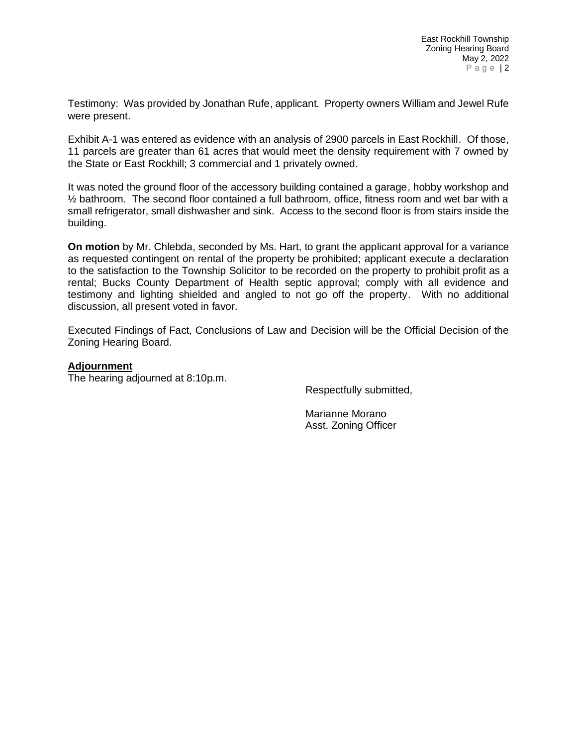Testimony: Was provided by Jonathan Rufe, applicant. Property owners William and Jewel Rufe were present.

Exhibit A-1 was entered as evidence with an analysis of 2900 parcels in East Rockhill. Of those, 11 parcels are greater than 61 acres that would meet the density requirement with 7 owned by the State or East Rockhill; 3 commercial and 1 privately owned.

It was noted the ground floor of the accessory building contained a garage, hobby workshop and ½ bathroom. The second floor contained a full bathroom, office, fitness room and wet bar with a small refrigerator, small dishwasher and sink. Access to the second floor is from stairs inside the building.

**On motion** by Mr. Chlebda, seconded by Ms. Hart, to grant the applicant approval for a variance as requested contingent on rental of the property be prohibited; applicant execute a declaration to the satisfaction to the Township Solicitor to be recorded on the property to prohibit profit as a rental; Bucks County Department of Health septic approval; comply with all evidence and testimony and lighting shielded and angled to not go off the property. With no additional discussion, all present voted in favor.

Executed Findings of Fact, Conclusions of Law and Decision will be the Official Decision of the Zoning Hearing Board.

**Adjournment**

The hearing adjourned at 8:10p.m.

Respectfully submitted,

Marianne Morano
Asst. Zoning Officer